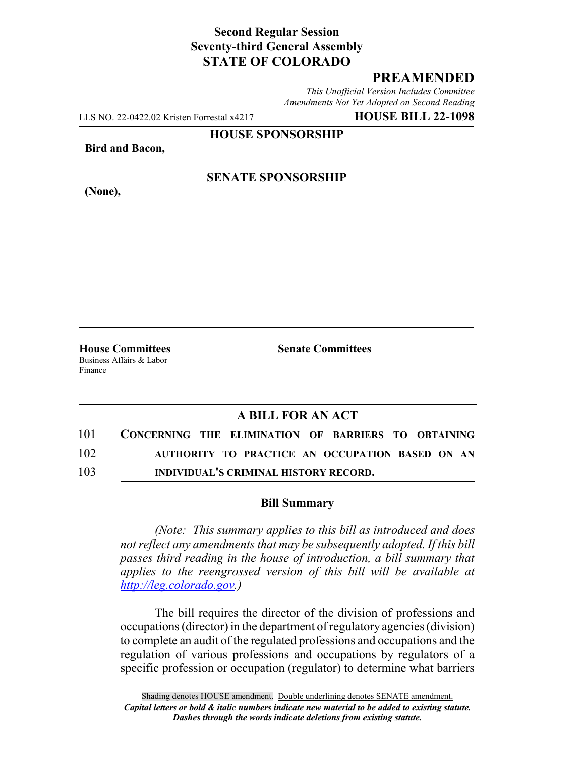**Second Regular Session**
**Seventy-third General Assembly**
**STATE OF COLORADO**

# PREAMENDED

*This Unofficial Version Includes Committee Amendments Not Yet Adopted on Second Reading*

LLS NO. 22-0422.02 Kristen Forrestal x4217 **HOUSE BILL 22-1098**

**HOUSE SPONSORSHIP**

**Bird and Bacon,**

**SENATE SPONSORSHIP**

**(None),**

**House Committees**
Business Affairs & Labor
Finance

**Senate Committees**

## A BILL FOR AN ACT

101 **CONCERNING THE ELIMINATION OF BARRIERS TO OBTAINING**
102 **AUTHORITY TO PRACTICE AN OCCUPATION BASED ON AN**
103 **INDIVIDUAL'S CRIMINAL HISTORY RECORD.**

### Bill Summary

*(Note: This summary applies to this bill as introduced and does not reflect any amendments that may be subsequently adopted. If this bill passes third reading in the house of introduction, a bill summary that applies to the reengrossed version of this bill will be available at http://leg.colorado.gov.)*

The bill requires the director of the division of professions and occupations (director) in the department of regulatory agencies (division) to complete an audit of the regulated professions and occupations and the regulation of various professions and occupations by regulators of a specific profession or occupation (regulator) to determine what barriers

Shading denotes HOUSE amendment. Double underlining denotes SENATE amendment.
*Capital letters or bold & italic numbers indicate new material to be added to existing statute.*
*Dashes through the words indicate deletions from existing statute.*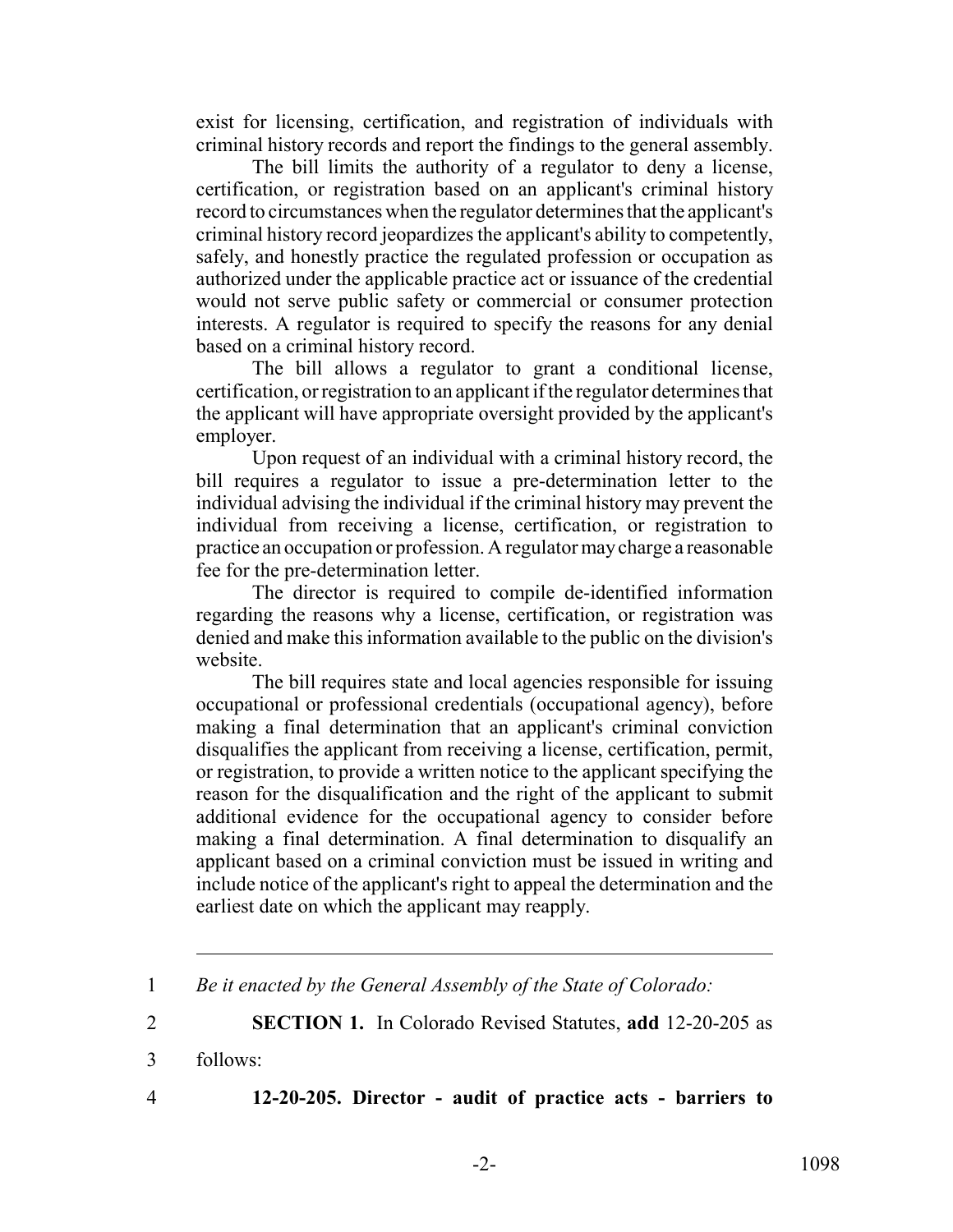exist for licensing, certification, and registration of individuals with criminal history records and report the findings to the general assembly.

The bill limits the authority of a regulator to deny a license, certification, or registration based on an applicant's criminal history record to circumstances when the regulator determines that the applicant's criminal history record jeopardizes the applicant's ability to competently, safely, and honestly practice the regulated profession or occupation as authorized under the applicable practice act or issuance of the credential would not serve public safety or commercial or consumer protection interests. A regulator is required to specify the reasons for any denial based on a criminal history record.

The bill allows a regulator to grant a conditional license, certification, or registration to an applicant if the regulator determines that the applicant will have appropriate oversight provided by the applicant's employer.

Upon request of an individual with a criminal history record, the bill requires a regulator to issue a pre-determination letter to the individual advising the individual if the criminal history may prevent the individual from receiving a license, certification, or registration to practice an occupation or profession. A regulator may charge a reasonable fee for the pre-determination letter.

The director is required to compile de-identified information regarding the reasons why a license, certification, or registration was denied and make this information available to the public on the division's website.

The bill requires state and local agencies responsible for issuing occupational or professional credentials (occupational agency), before making a final determination that an applicant's criminal conviction disqualifies the applicant from receiving a license, certification, permit, or registration, to provide a written notice to the applicant specifying the reason for the disqualification and the right of the applicant to submit additional evidence for the occupational agency to consider before making a final determination. A final determination to disqualify an applicant based on a criminal conviction must be issued in writing and include notice of the applicant's right to appeal the determination and the earliest date on which the applicant may reapply.

---

1 *Be it enacted by the General Assembly of the State of Colorado:*

2 **SECTION 1.** In Colorado Revised Statutes, **add** 12-20-205 as

3 follows:

4 **12-20-205. Director - audit of practice acts - barriers to**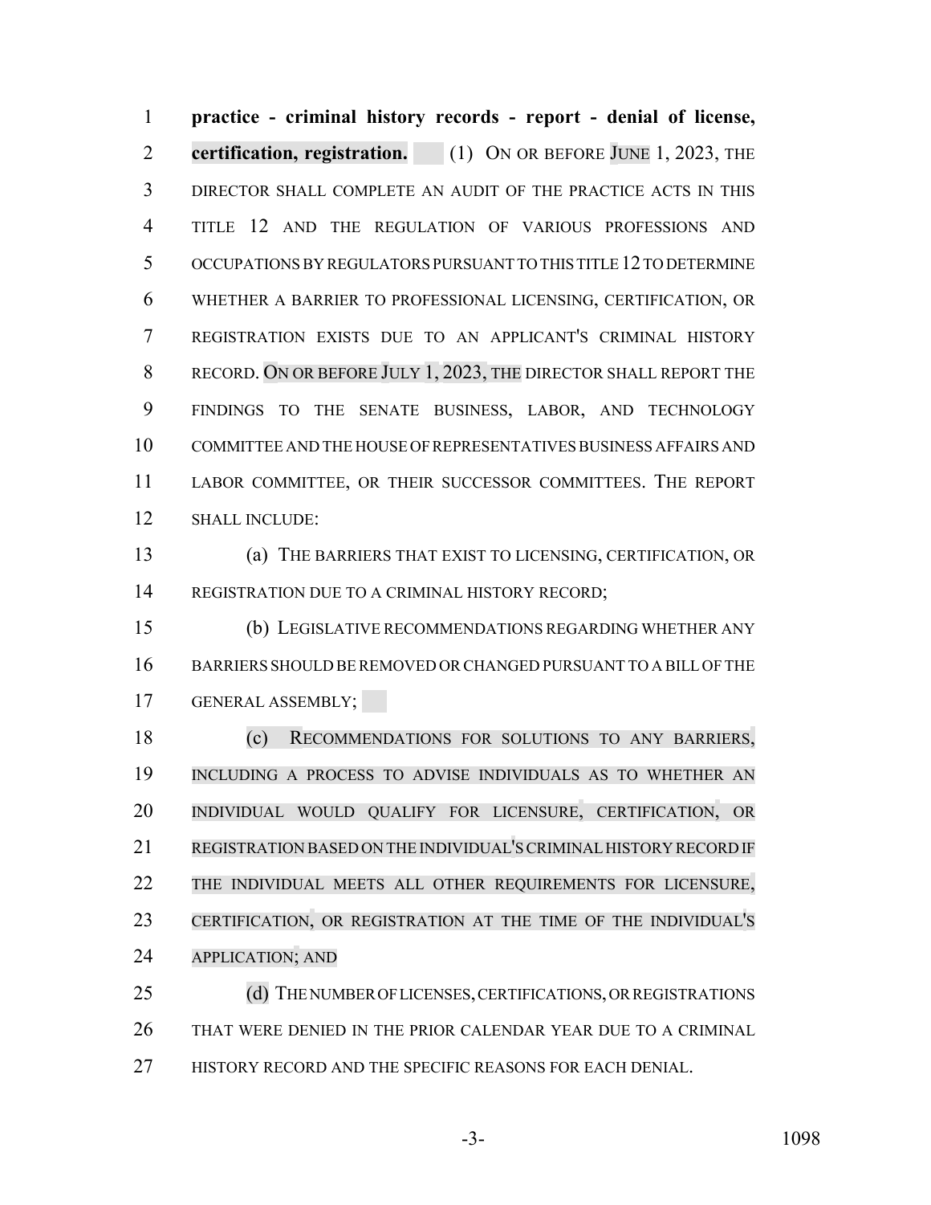**practice - criminal history records - report - denial of license, certification, registration.** (1) ON OR BEFORE JUNE 1, 2023, THE DIRECTOR SHALL COMPLETE AN AUDIT OF THE PRACTICE ACTS IN THIS TITLE 12 AND THE REGULATION OF VARIOUS PROFESSIONS AND OCCUPATIONS BY REGULATORS PURSUANT TO THIS TITLE 12 TO DETERMINE WHETHER A BARRIER TO PROFESSIONAL LICENSING, CERTIFICATION, OR REGISTRATION EXISTS DUE TO AN APPLICANT'S CRIMINAL HISTORY RECORD. ON OR BEFORE JULY 1, 2023, THE DIRECTOR SHALL REPORT THE FINDINGS TO THE SENATE BUSINESS, LABOR, AND TECHNOLOGY COMMITTEE AND THE HOUSE OF REPRESENTATIVES BUSINESS AFFAIRS AND LABOR COMMITTEE, OR THEIR SUCCESSOR COMMITTEES. THE REPORT SHALL INCLUDE:

(a) THE BARRIERS THAT EXIST TO LICENSING, CERTIFICATION, OR REGISTRATION DUE TO A CRIMINAL HISTORY RECORD;

(b) LEGISLATIVE RECOMMENDATIONS REGARDING WHETHER ANY BARRIERS SHOULD BE REMOVED OR CHANGED PURSUANT TO A BILL OF THE GENERAL ASSEMBLY;

(c) RECOMMENDATIONS FOR SOLUTIONS TO ANY BARRIERS, INCLUDING A PROCESS TO ADVISE INDIVIDUALS AS TO WHETHER AN INDIVIDUAL WOULD QUALIFY FOR LICENSURE, CERTIFICATION, OR REGISTRATION BASED ON THE INDIVIDUAL'S CRIMINAL HISTORY RECORD IF THE INDIVIDUAL MEETS ALL OTHER REQUIREMENTS FOR LICENSURE, CERTIFICATION, OR REGISTRATION AT THE TIME OF THE INDIVIDUAL'S APPLICATION; AND

(d) THE NUMBER OF LICENSES, CERTIFICATIONS, OR REGISTRATIONS THAT WERE DENIED IN THE PRIOR CALENDAR YEAR DUE TO A CRIMINAL HISTORY RECORD AND THE SPECIFIC REASONS FOR EACH DENIAL.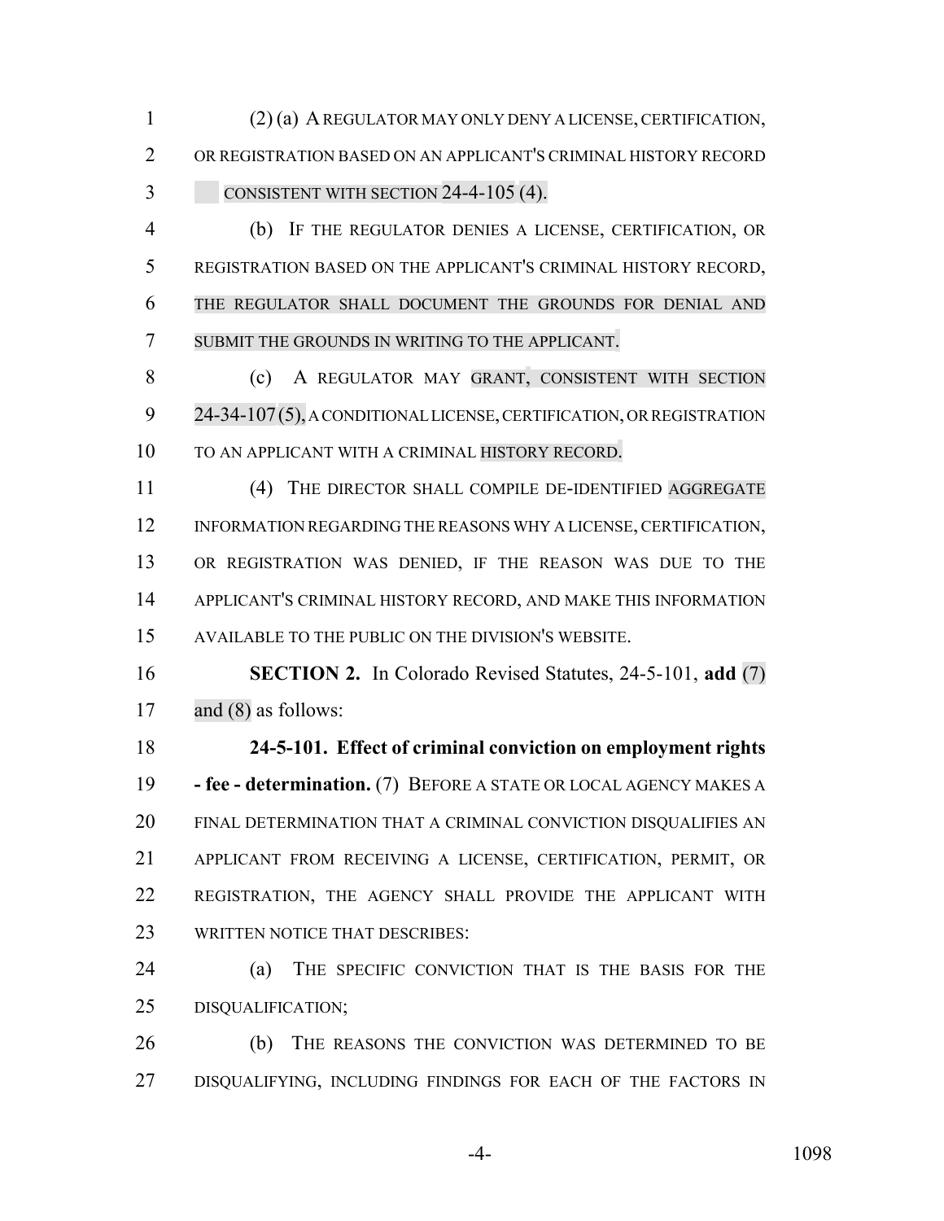(2) (a) A REGULATOR MAY ONLY DENY A LICENSE, CERTIFICATION, OR REGISTRATION BASED ON AN APPLICANT'S CRIMINAL HISTORY RECORD CONSISTENT WITH SECTION 24-4-105 (4).

(b) IF THE REGULATOR DENIES A LICENSE, CERTIFICATION, OR REGISTRATION BASED ON THE APPLICANT'S CRIMINAL HISTORY RECORD, THE REGULATOR SHALL DOCUMENT THE GROUNDS FOR DENIAL AND SUBMIT THE GROUNDS IN WRITING TO THE APPLICANT.

(c) A REGULATOR MAY GRANT, CONSISTENT WITH SECTION 24-34-107 (5), A CONDITIONAL LICENSE, CERTIFICATION, OR REGISTRATION TO AN APPLICANT WITH A CRIMINAL HISTORY RECORD.

(4) THE DIRECTOR SHALL COMPILE DE-IDENTIFIED AGGREGATE INFORMATION REGARDING THE REASONS WHY A LICENSE, CERTIFICATION, OR REGISTRATION WAS DENIED, IF THE REASON WAS DUE TO THE APPLICANT'S CRIMINAL HISTORY RECORD, AND MAKE THIS INFORMATION AVAILABLE TO THE PUBLIC ON THE DIVISION'S WEBSITE.

**SECTION 2.** In Colorado Revised Statutes, 24-5-101, **add** (7) and (8) as follows:

**24-5-101. Effect of criminal conviction on employment rights - fee - determination.** (7) BEFORE A STATE OR LOCAL AGENCY MAKES A FINAL DETERMINATION THAT A CRIMINAL CONVICTION DISQUALIFIES AN APPLICANT FROM RECEIVING A LICENSE, CERTIFICATION, PERMIT, OR REGISTRATION, THE AGENCY SHALL PROVIDE THE APPLICANT WITH WRITTEN NOTICE THAT DESCRIBES:

(a) THE SPECIFIC CONVICTION THAT IS THE BASIS FOR THE DISQUALIFICATION;

(b) THE REASONS THE CONVICTION WAS DETERMINED TO BE DISQUALIFYING, INCLUDING FINDINGS FOR EACH OF THE FACTORS IN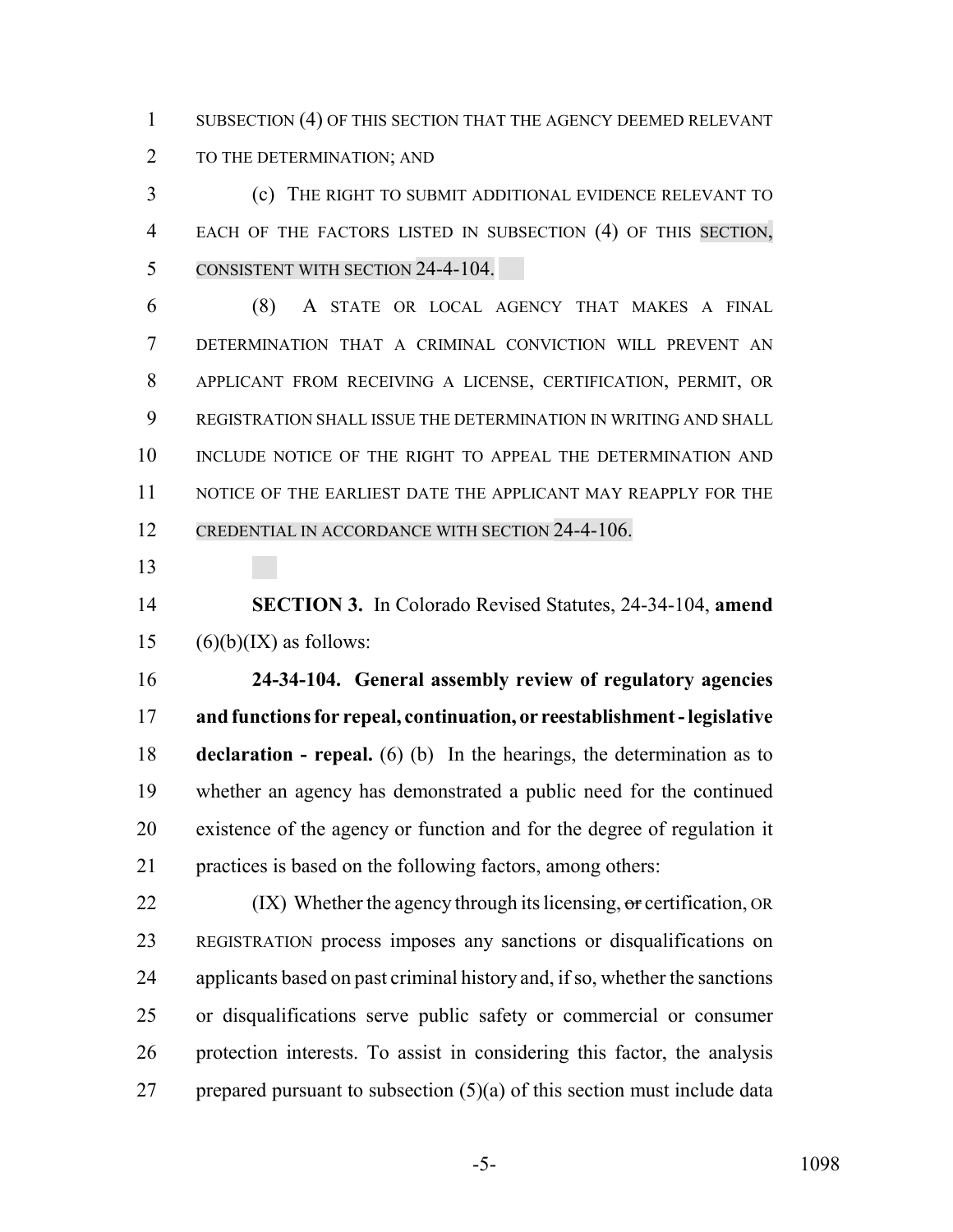SUBSECTION (4) OF THIS SECTION THAT THE AGENCY DEEMED RELEVANT TO THE DETERMINATION; AND

(c) THE RIGHT TO SUBMIT ADDITIONAL EVIDENCE RELEVANT TO EACH OF THE FACTORS LISTED IN SUBSECTION (4) OF THIS SECTION, CONSISTENT WITH SECTION 24-4-104.

(8) A STATE OR LOCAL AGENCY THAT MAKES A FINAL DETERMINATION THAT A CRIMINAL CONVICTION WILL PREVENT AN APPLICANT FROM RECEIVING A LICENSE, CERTIFICATION, PERMIT, OR REGISTRATION SHALL ISSUE THE DETERMINATION IN WRITING AND SHALL INCLUDE NOTICE OF THE RIGHT TO APPEAL THE DETERMINATION AND NOTICE OF THE EARLIEST DATE THE APPLICANT MAY REAPPLY FOR THE CREDENTIAL IN ACCORDANCE WITH SECTION 24-4-106.

**SECTION 3.** In Colorado Revised Statutes, 24-34-104, **amend** (6)(b)(IX) as follows:

**24-34-104. General assembly review of regulatory agencies and functions for repeal, continuation, or reestablishment - legislative declaration - repeal.** (6) (b) In the hearings, the determination as to whether an agency has demonstrated a public need for the continued existence of the agency or function and for the degree of regulation it practices is based on the following factors, among others:

(IX) Whether the agency through its licensing, ~~or~~ certification, OR REGISTRATION process imposes any sanctions or disqualifications on applicants based on past criminal history and, if so, whether the sanctions or disqualifications serve public safety or commercial or consumer protection interests. To assist in considering this factor, the analysis prepared pursuant to subsection (5)(a) of this section must include data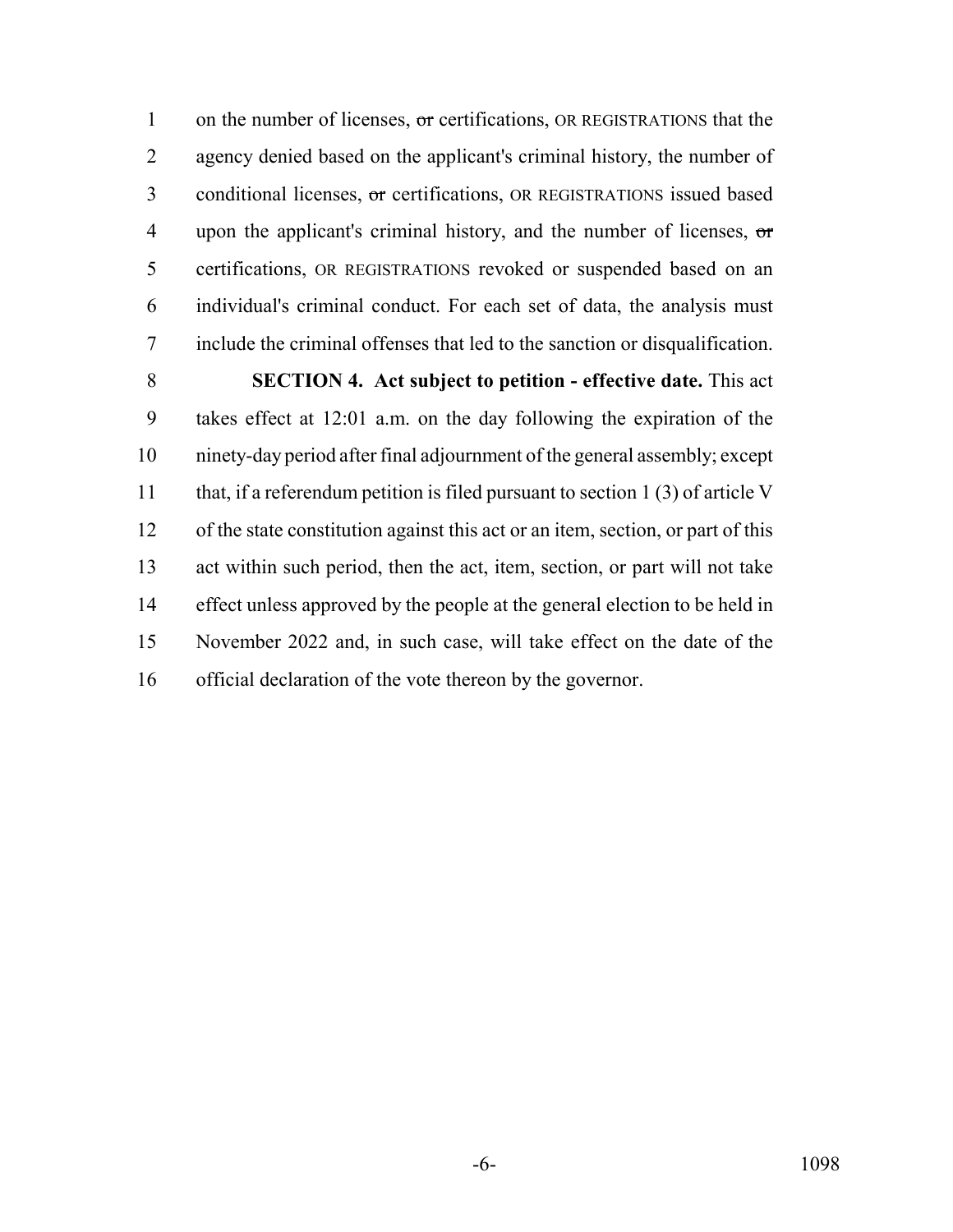on the number of licenses, ~~or~~ certifications, OR REGISTRATIONS that the agency denied based on the applicant's criminal history, the number of conditional licenses, ~~or~~ certifications, OR REGISTRATIONS issued based upon the applicant's criminal history, and the number of licenses, ~~or~~ certifications, OR REGISTRATIONS revoked or suspended based on an individual's criminal conduct. For each set of data, the analysis must include the criminal offenses that led to the sanction or disqualification.

**SECTION 4. Act subject to petition - effective date.** This act takes effect at 12:01 a.m. on the day following the expiration of the ninety-day period after final adjournment of the general assembly; except that, if a referendum petition is filed pursuant to section 1 (3) of article V of the state constitution against this act or an item, section, or part of this act within such period, then the act, item, section, or part will not take effect unless approved by the people at the general election to be held in November 2022 and, in such case, will take effect on the date of the official declaration of the vote thereon by the governor.